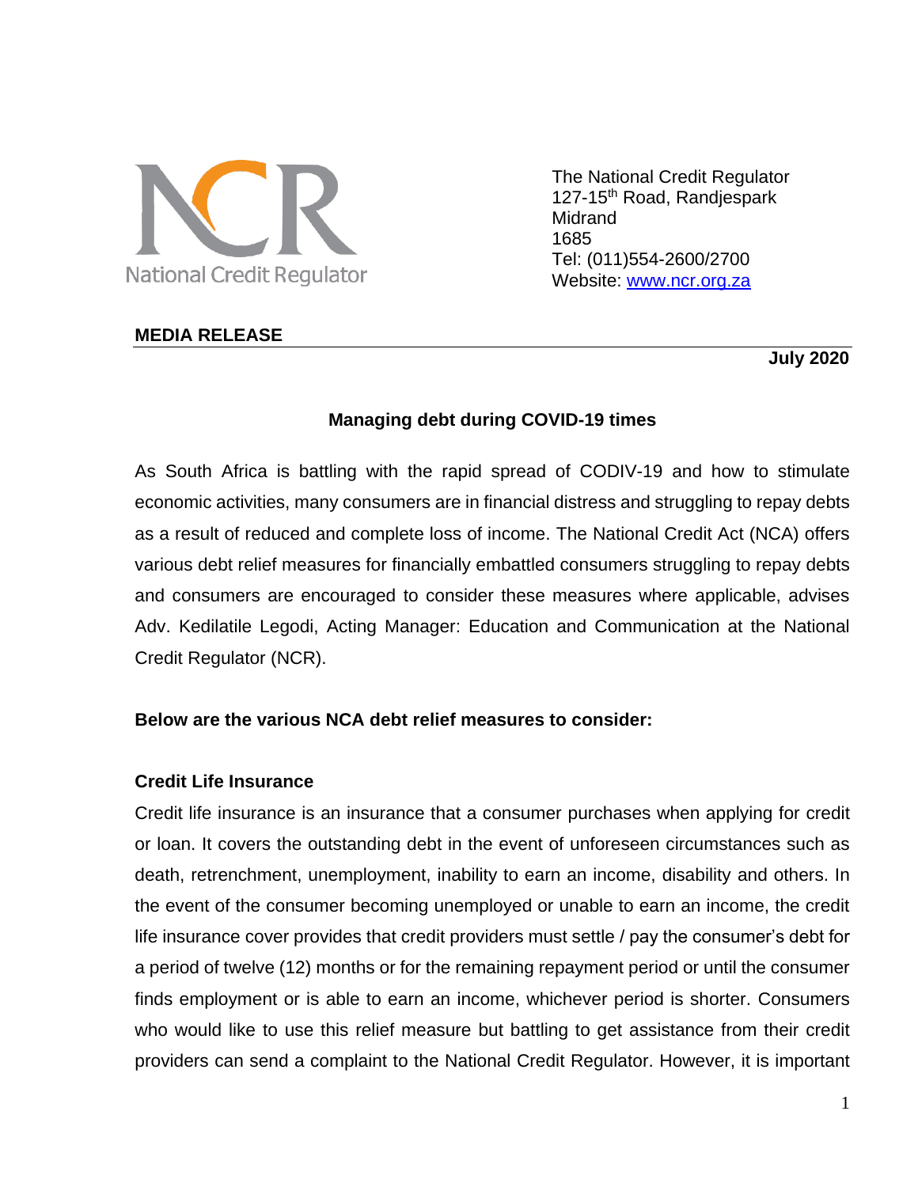National Credit Regulator

The National Credit Regulator
127-15th Road, Randjespark
Midrand
1685
Tel: (011)554-2600/2700
Website: www.ncr.org.za

**MEDIA RELEASE**

**July 2020**

## Managing debt during COVID-19 times

As South Africa is battling with the rapid spread of CODIV-19 and how to stimulate economic activities, many consumers are in financial distress and struggling to repay debts as a result of reduced and complete loss of income. The National Credit Act (NCA) offers various debt relief measures for financially embattled consumers struggling to repay debts and consumers are encouraged to consider these measures where applicable, advises Adv. Kedilatile Legodi, Acting Manager: Education and Communication at the National Credit Regulator (NCR).

**Below are the various NCA debt relief measures to consider:**

### Credit Life Insurance

Credit life insurance is an insurance that a consumer purchases when applying for credit or loan. It covers the outstanding debt in the event of unforeseen circumstances such as death, retrenchment, unemployment, inability to earn an income, disability and others. In the event of the consumer becoming unemployed or unable to earn an income, the credit life insurance cover provides that credit providers must settle / pay the consumer's debt for a period of twelve (12) months or for the remaining repayment period or until the consumer finds employment or is able to earn an income, whichever period is shorter. Consumers who would like to use this relief measure but battling to get assistance from their credit providers can send a complaint to the National Credit Regulator. However, it is important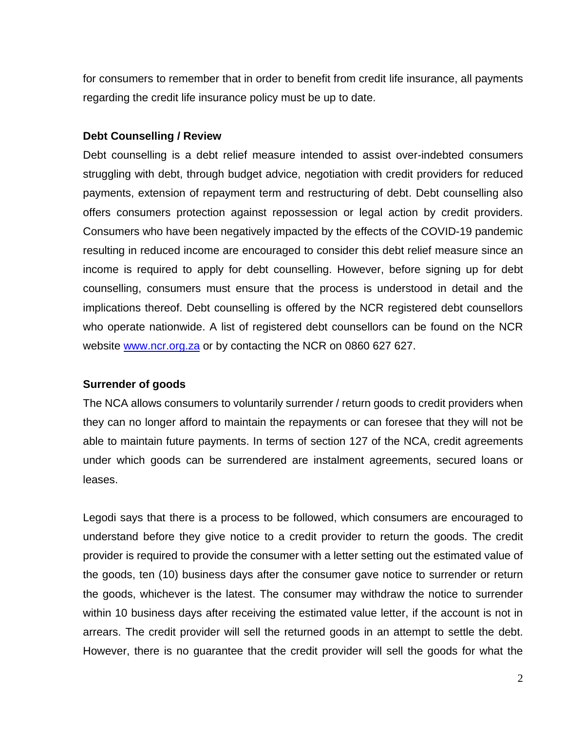for consumers to remember that in order to benefit from credit life insurance, all payments regarding the credit life insurance policy must be up to date.

**Debt Counselling / Review**

Debt counselling is a debt relief measure intended to assist over-indebted consumers struggling with debt, through budget advice, negotiation with credit providers for reduced payments, extension of repayment term and restructuring of debt. Debt counselling also offers consumers protection against repossession or legal action by credit providers. Consumers who have been negatively impacted by the effects of the COVID-19 pandemic resulting in reduced income are encouraged to consider this debt relief measure since an income is required to apply for debt counselling. However, before signing up for debt counselling, consumers must ensure that the process is understood in detail and the implications thereof. Debt counselling is offered by the NCR registered debt counsellors who operate nationwide. A list of registered debt counsellors can be found on the NCR website [www.ncr.org.za](http://www.ncr.org.za) or by contacting the NCR on 0860 627 627.

**Surrender of goods**

The NCA allows consumers to voluntarily surrender / return goods to credit providers when they can no longer afford to maintain the repayments or can foresee that they will not be able to maintain future payments. In terms of section 127 of the NCA, credit agreements under which goods can be surrendered are instalment agreements, secured loans or leases.

Legodi says that there is a process to be followed, which consumers are encouraged to understand before they give notice to a credit provider to return the goods. The credit provider is required to provide the consumer with a letter setting out the estimated value of the goods, ten (10) business days after the consumer gave notice to surrender or return the goods, whichever is the latest. The consumer may withdraw the notice to surrender within 10 business days after receiving the estimated value letter, if the account is not in arrears. The credit provider will sell the returned goods in an attempt to settle the debt. However, there is no guarantee that the credit provider will sell the goods for what the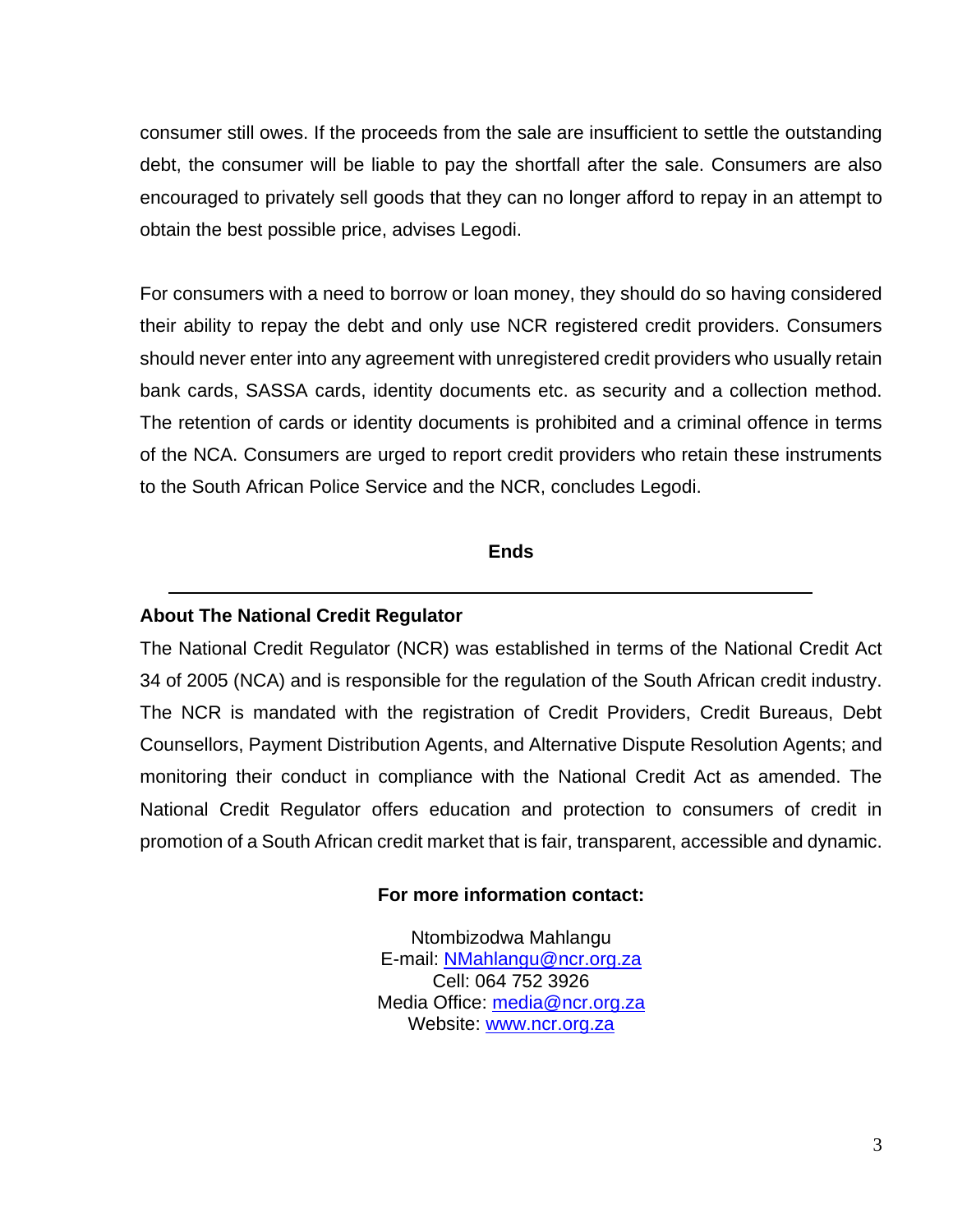consumer still owes. If the proceeds from the sale are insufficient to settle the outstanding debt, the consumer will be liable to pay the shortfall after the sale. Consumers are also encouraged to privately sell goods that they can no longer afford to repay in an attempt to obtain the best possible price, advises Legodi.

For consumers with a need to borrow or loan money, they should do so having considered their ability to repay the debt and only use NCR registered credit providers. Consumers should never enter into any agreement with unregistered credit providers who usually retain bank cards, SASSA cards, identity documents etc. as security and a collection method. The retention of cards or identity documents is prohibited and a criminal offence in terms of the NCA. Consumers are urged to report credit providers who retain these instruments to the South African Police Service and the NCR, concludes Legodi.

**Ends**

---

**About The National Credit Regulator**

The National Credit Regulator (NCR) was established in terms of the National Credit Act 34 of 2005 (NCA) and is responsible for the regulation of the South African credit industry. The NCR is mandated with the registration of Credit Providers, Credit Bureaus, Debt Counsellors, Payment Distribution Agents, and Alternative Dispute Resolution Agents; and monitoring their conduct in compliance with the National Credit Act as amended. The National Credit Regulator offers education and protection to consumers of credit in promotion of a South African credit market that is fair, transparent, accessible and dynamic.

**For more information contact:**

Ntombizodwa Mahlangu
E-mail: NMahlangu@ncr.org.za
Cell: 064 752 3926
Media Office: media@ncr.org.za
Website: www.ncr.org.za